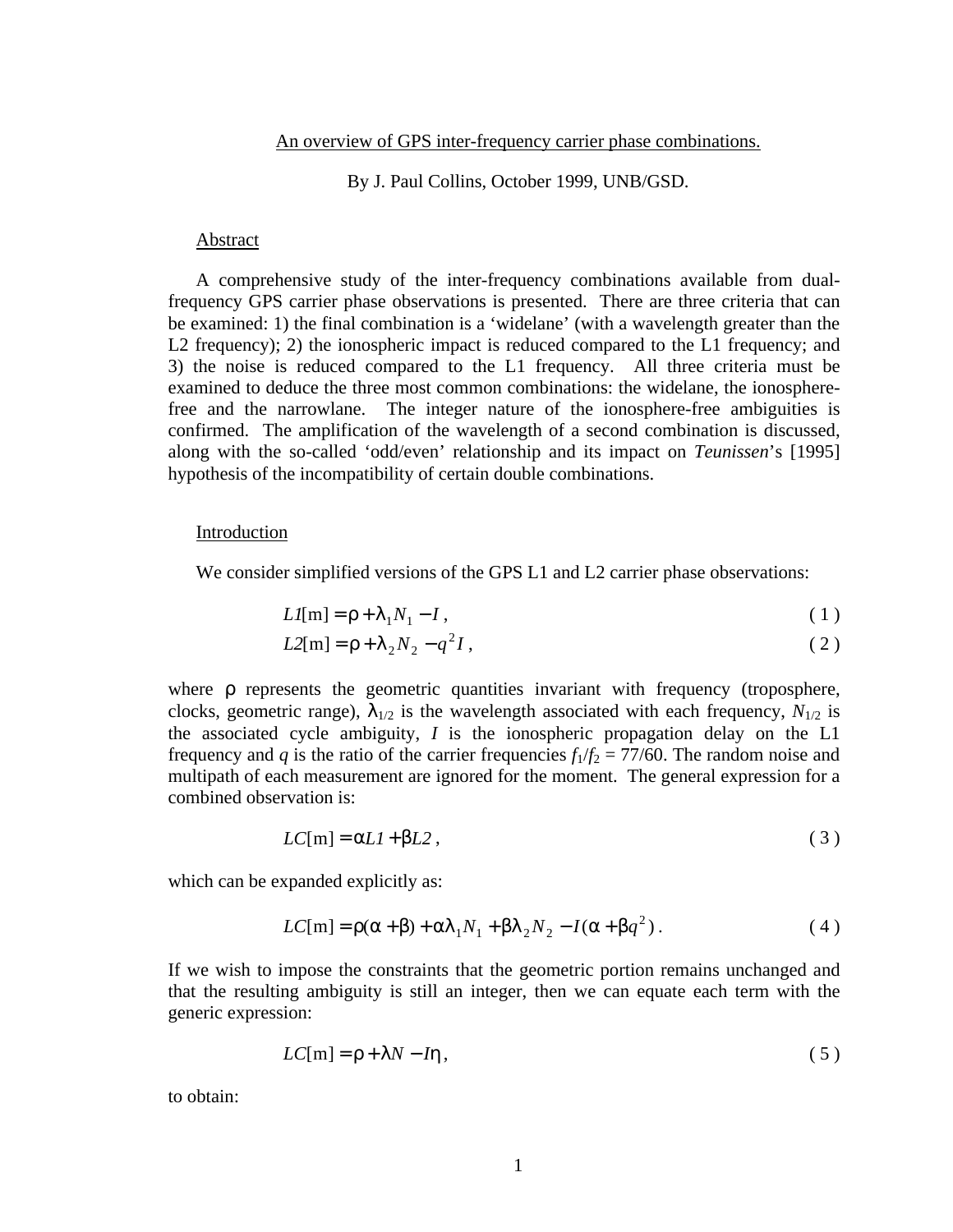# An overview of GPS inter-frequency carrier phase combinations.

By J. Paul Collins, October 1999, UNB/GSD.

## Abstract

A comprehensive study of the inter-frequency combinations available from dual-frequency GPS carrier phase observations is presented. There are three criteria that can be examined: 1) the final combination is a 'widelane' (with a wavelength greater than the L2 frequency); 2) the ionospheric impact is reduced compared to the L1 frequency; and 3) the noise is reduced compared to the L1 frequency. All three criteria must be examined to deduce the three most common combinations: the widelane, the ionosphere-free and the narrowlane. The integer nature of the ionosphere-free ambiguities is confirmed. The amplification of the wavelength of a second combination is discussed, along with the so-called 'odd/even' relationship and its impact on *Teunissen*'s [1995] hypothesis of the incompatibility of certain double combinations.

## Introduction

We consider simplified versions of the GPS L1 and L2 carrier phase observations:

$$L1[\mathrm{m}] = \rho + \lambda_1 N_1 - I\,, \tag{1}$$

$$L2[\mathrm{m}] = \rho + \lambda_2 N_2 - q^2 I\,, \tag{2}$$

where $\rho$ represents the geometric quantities invariant with frequency (troposphere, clocks, geometric range), $\lambda_{1/2}$ is the wavelength associated with each frequency, $N_{1/2}$ is the associated cycle ambiguity, $I$ is the ionospheric propagation delay on the L1 frequency and $q$ is the ratio of the carrier frequencies $f_1/f_2 = 77/60$. The random noise and multipath of each measurement are ignored for the moment. The general expression for a combined observation is:

$$LC[\mathrm{m}] = \alpha L1 + \beta L2\,, \tag{3}$$

which can be expanded explicitly as:

$$LC[\mathrm{m}] = \rho(\alpha + \beta) + \alpha\lambda_1 N_1 + \beta\lambda_2 N_2 - I(\alpha + \beta q^2)\,. \tag{4}$$

If we wish to impose the constraints that the geometric portion remains unchanged and that the resulting ambiguity is still an integer, then we can equate each term with the generic expression:

$$LC[\mathrm{m}] = \rho + \lambda N - I\eta\,, \tag{5}$$

to obtain: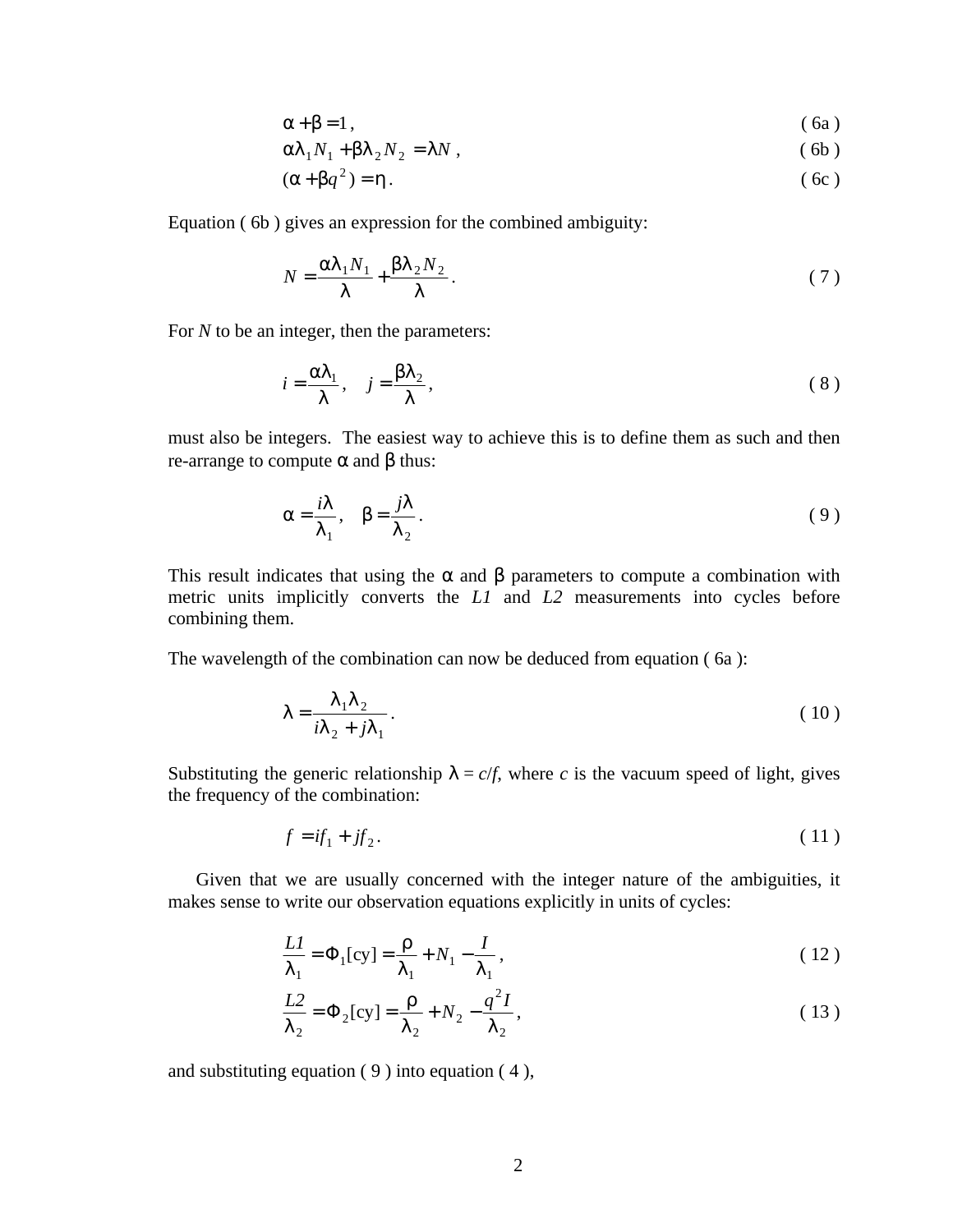$$\alpha + \beta = 1, \tag{6a}$$

$$\alpha\lambda_1 N_1 + \beta\lambda_2 N_2 = \lambda N, \tag{6b}$$

$$(\alpha + \beta q^2) = \eta. \tag{6c}$$

Equation ( 6b ) gives an expression for the combined ambiguity:

$$N = \frac{\alpha\lambda_1 N_1}{\lambda} + \frac{\beta\lambda_2 N_2}{\lambda}. \tag{7}$$

For $N$ to be an integer, then the parameters:

$$i = \frac{\alpha\lambda_1}{\lambda}, \quad j = \frac{\beta\lambda_2}{\lambda}, \tag{8}$$

must also be integers. The easiest way to achieve this is to define them as such and then re-arrange to compute $\alpha$ and $\beta$ thus:

$$\alpha = \frac{i\lambda}{\lambda_1}, \quad \beta = \frac{j\lambda}{\lambda_2}. \tag{9}$$

This result indicates that using the $\alpha$ and $\beta$ parameters to compute a combination with metric units implicitly converts the *L1* and *L2* measurements into cycles before combining them.

The wavelength of the combination can now be deduced from equation ( 6a ):

$$\lambda = \frac{\lambda_1 \lambda_2}{i\lambda_2 + j\lambda_1}. \tag{10}$$

Substituting the generic relationship $\lambda = c/f$, where $c$ is the vacuum speed of light, gives the frequency of the combination:

$$f = if_1 + jf_2. \tag{11}$$

Given that we are usually concerned with the integer nature of the ambiguities, it makes sense to write our observation equations explicitly in units of cycles:

$$\frac{L1}{\lambda_1} = \Phi_1[\text{cy}] = \frac{\rho}{\lambda_1} + N_1 - \frac{I}{\lambda_1}, \tag{12}$$

$$\frac{L2}{\lambda_2} = \Phi_2[\text{cy}] = \frac{\rho}{\lambda_2} + N_2 - \frac{q^2 I}{\lambda_2}, \tag{13}$$

and substituting equation ( 9 ) into equation ( 4 ),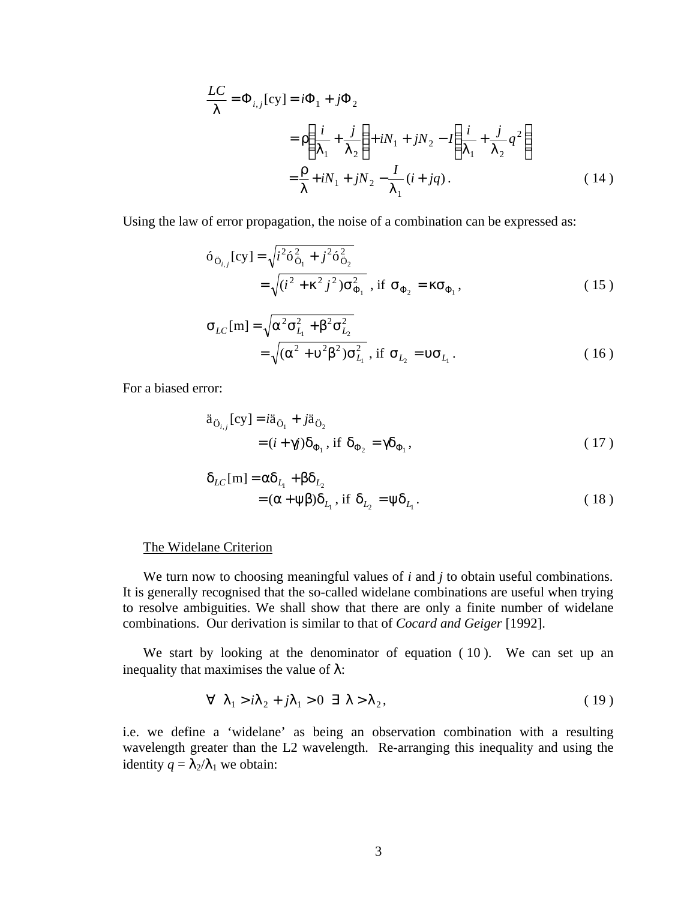$$
\begin{aligned}
\frac{LC}{\lambda} = \Phi_{i,j}[\text{cy}] &= i\Phi_1 + j\Phi_2 \\
&= \rho\left(\frac{i}{\lambda_1} + \frac{j}{\lambda_2}\right) + iN_1 + jN_2 - I\left(\frac{i}{\lambda_1} + \frac{j}{\lambda_2} q^2\right) \\
&= \frac{\rho}{\lambda} + iN_1 + jN_2 - \frac{I}{\lambda_1}(i + jq) \, .
\end{aligned} \tag{14}
$$

Using the law of error propagation, the noise of a combination can be expressed as:

$$
\begin{aligned}
\sigma_{\Phi_{i,j}}[\text{cy}] &= \sqrt{i^2\sigma^2_{\Phi_1} + j^2\sigma^2_{\Phi_2}} \\
&= \sqrt{(i^2 + \kappa^2 j^2)\sigma^2_{\Phi_1}} \text{ , if } \sigma_{\Phi_2} = \kappa\sigma_{\Phi_1} \, ,
\end{aligned} \tag{15}
$$

$$
\begin{aligned}
\sigma_{LC}[\text{m}] &= \sqrt{\alpha^2\sigma^2_{L_1} + \beta^2\sigma^2_{L_2}} \\
&= \sqrt{(\alpha^2 + \upsilon^2\beta^2)\sigma^2_{L_1}} \text{ , if } \sigma_{L_2} = \upsilon\sigma_{L_1} \, .
\end{aligned} \tag{16}
$$

For a biased error:

$$
\begin{aligned}
\delta_{\Phi_{i,j}}[\text{cy}] &= i\delta_{\Phi_1} + j\delta_{\Phi_2} \\
&= (i + \gamma j)\delta_{\Phi_1} \text{ , if } \delta_{\Phi_2} = \gamma\delta_{\Phi_1} \, ,
\end{aligned} \tag{17}
$$

$$
\begin{aligned}
\delta_{LC}[\text{m}] &= \alpha\delta_{L_1} + \beta\delta_{L_2} \\
&= (\alpha + \psi\beta)\delta_{L_1} \text{ , if } \delta_{L_2} = \psi\delta_{L_1} \, .
\end{aligned} \tag{18}
$$

## The Widelane Criterion

We turn now to choosing meaningful values of *i* and *j* to obtain useful combinations. It is generally recognised that the so-called widelane combinations are useful when trying to resolve ambiguities. We shall show that there are only a finite number of widelane combinations. Our derivation is similar to that of *Cocard and Geiger* [1992].

We start by looking at the denominator of equation ( 10 ). We can set up an inequality that maximises the value of $\lambda$:

$$
\forall \;\; \lambda_1 > i\lambda_2 + j\lambda_1 > 0 \;\; \exists \;\; \lambda > \lambda_2 \, , \tag{19}
$$

i.e. we define a 'widelane' as being an observation combination with a resulting wavelength greater than the L2 wavelength. Re-arranging this inequality and using the identity $q = \lambda_2/\lambda_1$ we obtain: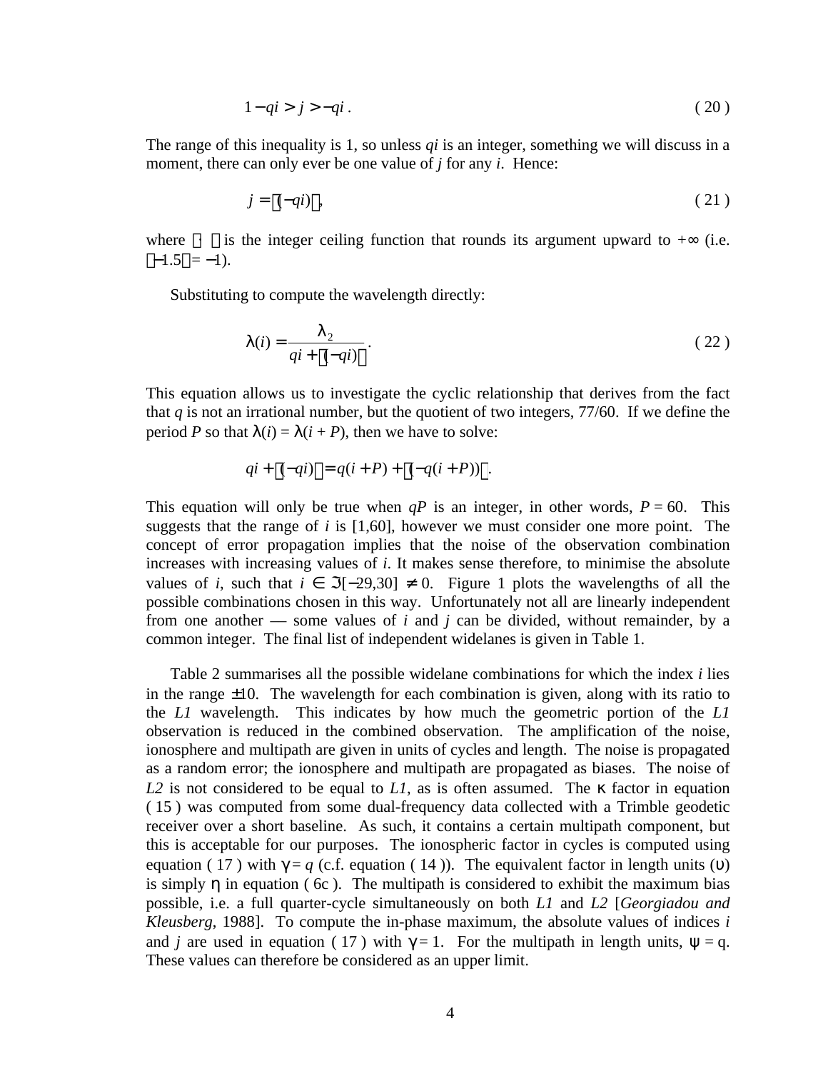$$1 - qi > j > -qi \, . \tag{20}$$

The range of this inequality is 1, so unless *qi* is an integer, something we will discuss in a moment, there can only ever be one value of *j* for any *i*. Hence:

$$j = \lceil (-qi) \rceil , \tag{21}$$

where $\lceil \; \rceil$ is the integer ceiling function that rounds its argument upward to $+\infty$ (i.e. $\lceil -1.5 \rceil = -1$).

Substituting to compute the wavelength directly:

$$\lambda(i) = \frac{\lambda_2}{qi + \lceil (-qi) \rceil} \, . \tag{22}$$

This equation allows us to investigate the cyclic relationship that derives from the fact that *q* is not an irrational number, but the quotient of two integers, 77/60. If we define the period *P* so that $\lambda(i) = \lambda(i + P)$, then we have to solve:

$$qi + \lceil (-qi) \rceil = q(i + P) + \lceil (-q(i + P)) \rceil \, .$$

This equation will only be true when *qP* is an integer, in other words, $P = 60$. This suggests that the range of *i* is [1,60], however we must consider one more point. The concept of error propagation implies that the noise of the observation combination increases with increasing values of *i*. It makes sense therefore, to minimise the absolute values of *i*, such that $i \in \Im[-29,30] \neq 0$. Figure 1 plots the wavelengths of all the possible combinations chosen in this way. Unfortunately not all are linearly independent from one another — some values of *i* and *j* can be divided, without remainder, by a common integer. The final list of independent widelanes is given in Table 1.

Table 2 summarises all the possible widelane combinations for which the index *i* lies in the range $\pm 10$. The wavelength for each combination is given, along with its ratio to the *L1* wavelength. This indicates by how much the geometric portion of the *L1* observation is reduced in the combined observation. The amplification of the noise, ionosphere and multipath are given in units of cycles and length. The noise is propagated as a random error; the ionosphere and multipath are propagated as biases. The noise of *L2* is not considered to be equal to *L1*, as is often assumed. The $\kappa$ factor in equation ( 15 ) was computed from some dual-frequency data collected with a Trimble geodetic receiver over a short baseline. As such, it contains a certain multipath component, but this is acceptable for our purposes. The ionospheric factor in cycles is computed using equation ( 17 ) with $\gamma = q$ (c.f. equation ( 14 )). The equivalent factor in length units ($\upsilon$) is simply $\eta$ in equation ( 6c ). The multipath is considered to exhibit the maximum bias possible, i.e. a full quarter-cycle simultaneously on both *L1* and *L2* [*Georgiadou and Kleusberg*, 1988]. To compute the in-phase maximum, the absolute values of indices *i* and *j* are used in equation ( 17 ) with $\gamma = 1$. For the multipath in length units, $\psi = q$. These values can therefore be considered as an upper limit.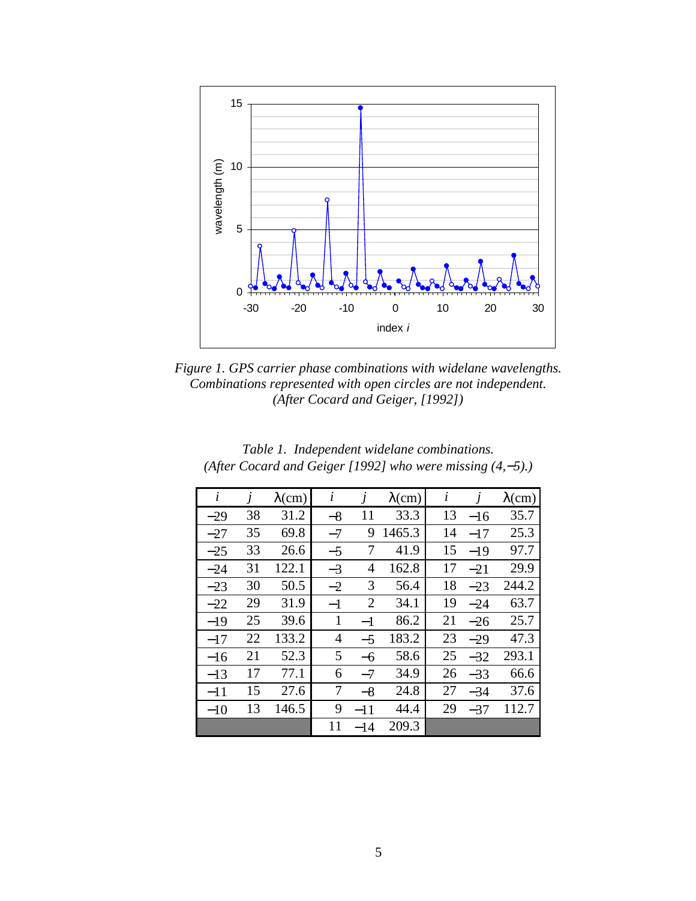*Figure 1. GPS carrier phase combinations with widelane wavelengths. Combinations represented with open circles are not independent. (After Cocard and Geiger, [1992])*

*Table 1. Independent widelane combinations. (After Cocard and Geiger [1992] who were missing (4,−5).)*

| $i$ | $j$ | $\lambda$(cm) | $i$ | $j$ | $\lambda$(cm) | $i$ | $j$ | $\lambda$(cm) |
|---|---|---|---|---|---|---|---|---|
| −29 | 38 | 31.2 | −8 | 11 | 33.3 | 13 | −16 | 35.7 |
| −27 | 35 | 69.8 | −7 | 9 | 1465.3 | 14 | −17 | 25.3 |
| −25 | 33 | 26.6 | −5 | 7 | 41.9 | 15 | −19 | 97.7 |
| −24 | 31 | 122.1 | −3 | 4 | 162.8 | 17 | −21 | 29.9 |
| −23 | 30 | 50.5 | −2 | 3 | 56.4 | 18 | −23 | 244.2 |
| −22 | 29 | 31.9 | −1 | 2 | 34.1 | 19 | −24 | 63.7 |
| −19 | 25 | 39.6 | 1 | −1 | 86.2 | 21 | −26 | 25.7 |
| −17 | 22 | 133.2 | 4 | −5 | 183.2 | 23 | −29 | 47.3 |
| −16 | 21 | 52.3 | 5 | −6 | 58.6 | 25 | −32 | 293.1 |
| −13 | 17 | 77.1 | 6 | −7 | 34.9 | 26 | −33 | 66.6 |
| −11 | 15 | 27.6 | 7 | −8 | 24.8 | 27 | −34 | 37.6 |
| −10 | 13 | 146.5 | 9 | −11 | 44.4 | 29 | −37 | 112.7 |
| | | | 11 | −14 | 209.3 | | | |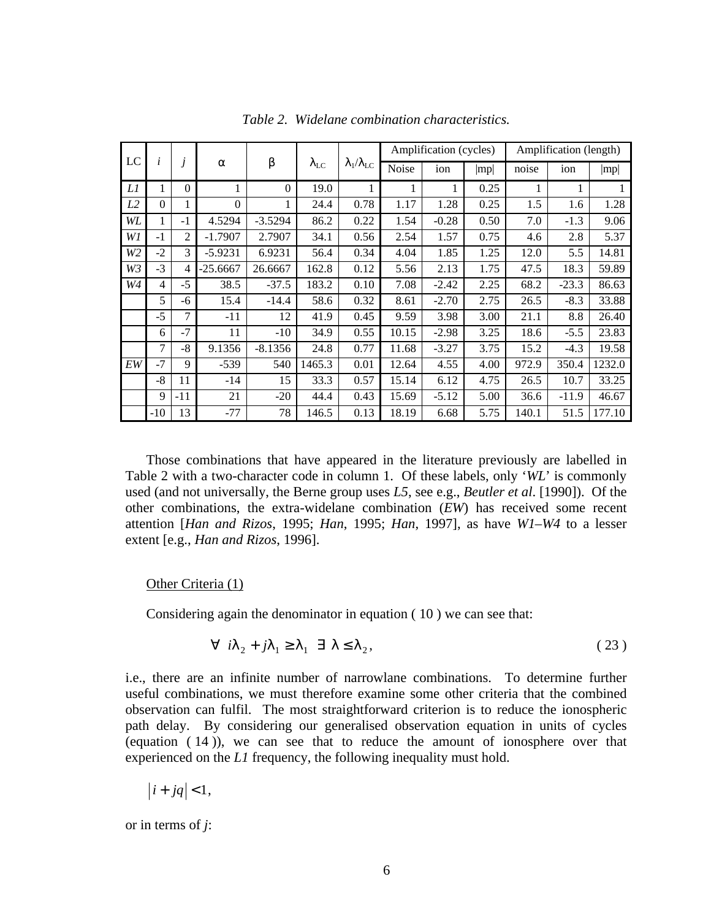*Table 2. Widelane combination characteristics.*

| LC | $i$ | $j$ | $\alpha$ | $\beta$ | $\lambda_{LC}$ | $\lambda_1/\lambda_{LC}$ | Amplification (cycles) | | | Amplification (length) | | |
|---|---|---|---|---|---|---|---|---|---|---|---|---|
| | | | | | | | Noise | ion | \|mp\| | noise | ion | \|mp\| |
| *L1* | 1 | 0 | 1 | 0 | 19.0 | 1 | 1 | 1 | 0.25 | 1 | 1 | 1 |
| *L2* | 0 | 1 | 0 | 1 | 24.4 | 0.78 | 1.17 | 1.28 | 0.25 | 1.5 | 1.6 | 1.28 |
| *WL* | 1 | -1 | 4.5294 | -3.5294 | 86.2 | 0.22 | 1.54 | -0.28 | 0.50 | 7.0 | -1.3 | 9.06 |
| *W1* | -1 | 2 | -1.7907 | 2.7907 | 34.1 | 0.56 | 2.54 | 1.57 | 0.75 | 4.6 | 2.8 | 5.37 |
| *W2* | -2 | 3 | -5.9231 | 6.9231 | 56.4 | 0.34 | 4.04 | 1.85 | 1.25 | 12.0 | 5.5 | 14.81 |
| *W3* | -3 | 4 | -25.6667 | 26.6667 | 162.8 | 0.12 | 5.56 | 2.13 | 1.75 | 47.5 | 18.3 | 59.89 |
| *W4* | 4 | -5 | 38.5 | -37.5 | 183.2 | 0.10 | 7.08 | -2.42 | 2.25 | 68.2 | -23.3 | 86.63 |
| | 5 | -6 | 15.4 | -14.4 | 58.6 | 0.32 | 8.61 | -2.70 | 2.75 | 26.5 | -8.3 | 33.88 |
| | -5 | 7 | -11 | 12 | 41.9 | 0.45 | 9.59 | 3.98 | 3.00 | 21.1 | 8.8 | 26.40 |
| | 6 | -7 | 11 | -10 | 34.9 | 0.55 | 10.15 | -2.98 | 3.25 | 18.6 | -5.5 | 23.83 |
| | 7 | -8 | 9.1356 | -8.1356 | 24.8 | 0.77 | 11.68 | -3.27 | 3.75 | 15.2 | -4.3 | 19.58 |
| *EW* | -7 | 9 | -539 | 540 | 1465.3 | 0.01 | 12.64 | 4.55 | 4.00 | 972.9 | 350.4 | 1232.0 |
| | -8 | 11 | -14 | 15 | 33.3 | 0.57 | 15.14 | 6.12 | 4.75 | 26.5 | 10.7 | 33.25 |
| | 9 | -11 | 21 | -20 | 44.4 | 0.43 | 15.69 | -5.12 | 5.00 | 36.6 | -11.9 | 46.67 |
| | -10 | 13 | -77 | 78 | 146.5 | 0.13 | 18.19 | 6.68 | 5.75 | 140.1 | 51.5 | 177.10 |

Those combinations that have appeared in the literature previously are labelled in Table 2 with a two-character code in column 1. Of these labels, only '*WL*' is commonly used (and not universally, the Berne group uses *L5*, see e.g., *Beutler et al*. [1990]). Of the other combinations, the extra-widelane combination (*EW*) has received some recent attention [*Han and Rizos*, 1995; *Han*, 1995; *Han*, 1997], as have *W1*–*W4* to a lesser extent [e.g., *Han and Rizos*, 1996].

Other Criteria (1)

Considering again the denominator in equation ( 10 ) we can see that:

$$\forall \;\; i\lambda_2 + j\lambda_1 \geq \lambda_1 \;\; \exists \;\; \lambda \leq \lambda_2, \tag{23}$$

i.e., there are an infinite number of narrowlane combinations. To determine further useful combinations, we must therefore examine some other criteria that the combined observation can fulfil. The most straightforward criterion is to reduce the ionospheric path delay. By considering our generalised observation equation in units of cycles (equation ( 14 )), we can see that to reduce the amount of ionosphere over that experienced on the *L1* frequency, the following inequality must hold.

$$\left| i + jq \right| < 1,$$

or in terms of $j$: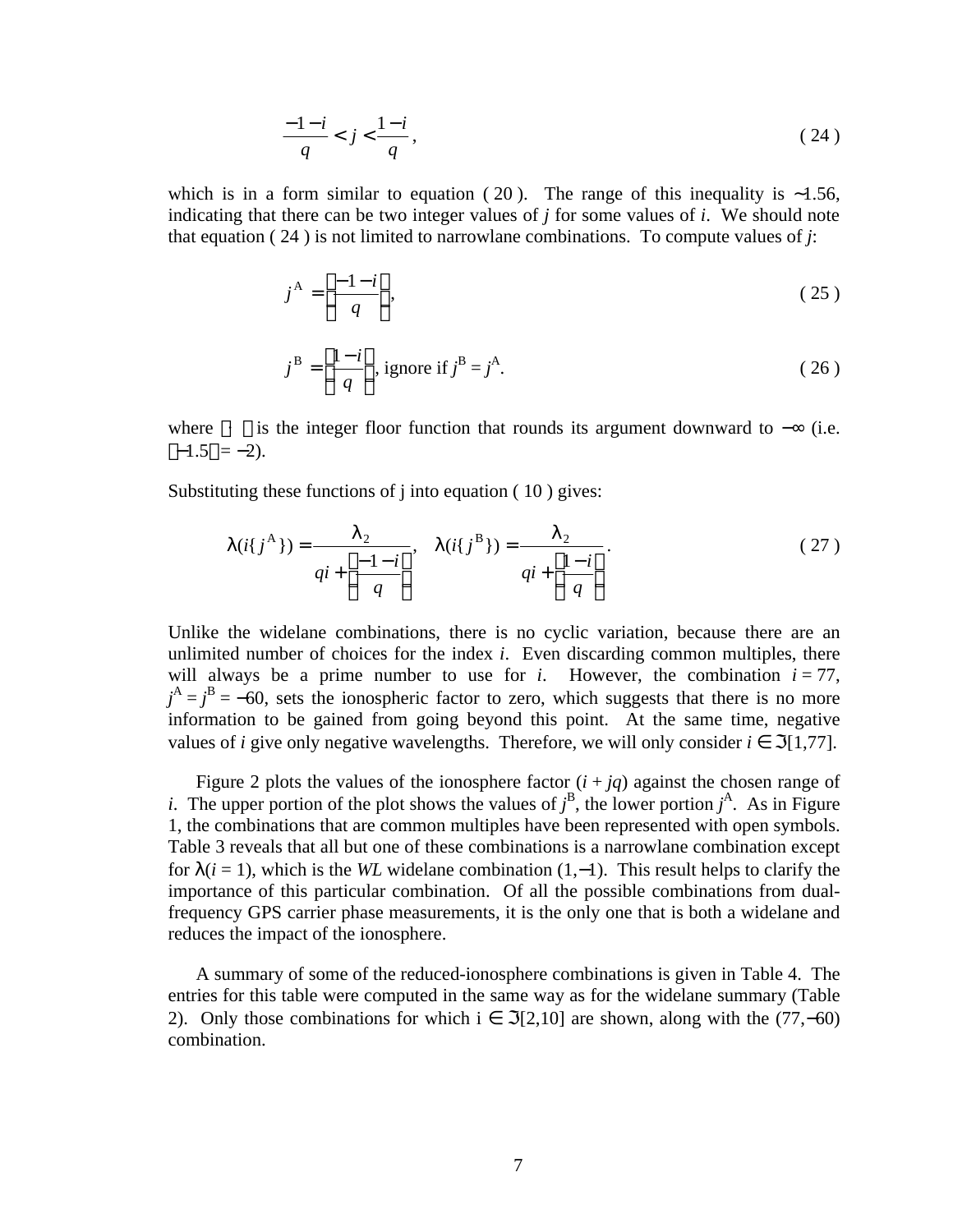$$\frac{-1-i}{q} < j < \frac{1-i}{q}, \tag{24}$$

which is in a form similar to equation ( 20 ). The range of this inequality is ~1.56, indicating that there can be two integer values of *j* for some values of *i*. We should note that equation ( 24 ) is not limited to narrowlane combinations. To compute values of *j*:

$$j^{\mathrm{A}} = \left\lfloor \frac{-1-i}{q} \right\rfloor, \tag{25}$$

$$j^{\mathrm{B}} = \left\lfloor \frac{1-i}{q} \right\rfloor, \text{ ignore if } j^{\mathrm{B}} = j^{\mathrm{A}}. \tag{26}$$

where $\lfloor \; \rfloor$ is the integer floor function that rounds its argument downward to $-\infty$ (i.e. $\lfloor -1.5 \rfloor = -2$).

Substituting these functions of j into equation ( 10 ) gives:

$$\lambda(i\{j^{\mathrm{A}}\}) = \frac{\lambda_2}{qi + \left\lfloor \frac{-1-i}{q} \right\rfloor}, \quad \lambda(i\{j^{\mathrm{B}}\}) = \frac{\lambda_2}{qi + \left\lfloor \frac{1-i}{q} \right\rfloor}. \tag{27}$$

Unlike the widelane combinations, there is no cyclic variation, because there are an unlimited number of choices for the index *i*. Even discarding common multiples, there will always be a prime number to use for *i*. However, the combination $i = 77$, $j^{\mathrm{A}} = j^{\mathrm{B}} = -60$, sets the ionospheric factor to zero, which suggests that there is no more information to be gained from going beyond this point. At the same time, negative values of *i* give only negative wavelengths. Therefore, we will only consider $i \in \Im[1,77]$.

Figure 2 plots the values of the ionosphere factor $(i + jq)$ against the chosen range of *i*. The upper portion of the plot shows the values of $j^{\mathrm{B}}$, the lower portion $j^{\mathrm{A}}$. As in Figure 1, the combinations that are common multiples have been represented with open symbols. Table 3 reveals that all but one of these combinations is a narrowlane combination except for $\lambda(i = 1)$, which is the *WL* widelane combination $(1,-1)$. This result helps to clarify the importance of this particular combination. Of all the possible combinations from dual-frequency GPS carrier phase measurements, it is the only one that is both a widelane and reduces the impact of the ionosphere.

A summary of some of the reduced-ionosphere combinations is given in Table 4. The entries for this table were computed in the same way as for the widelane summary (Table 2). Only those combinations for which $i \in \Im[2,10]$ are shown, along with the $(77,-60)$ combination.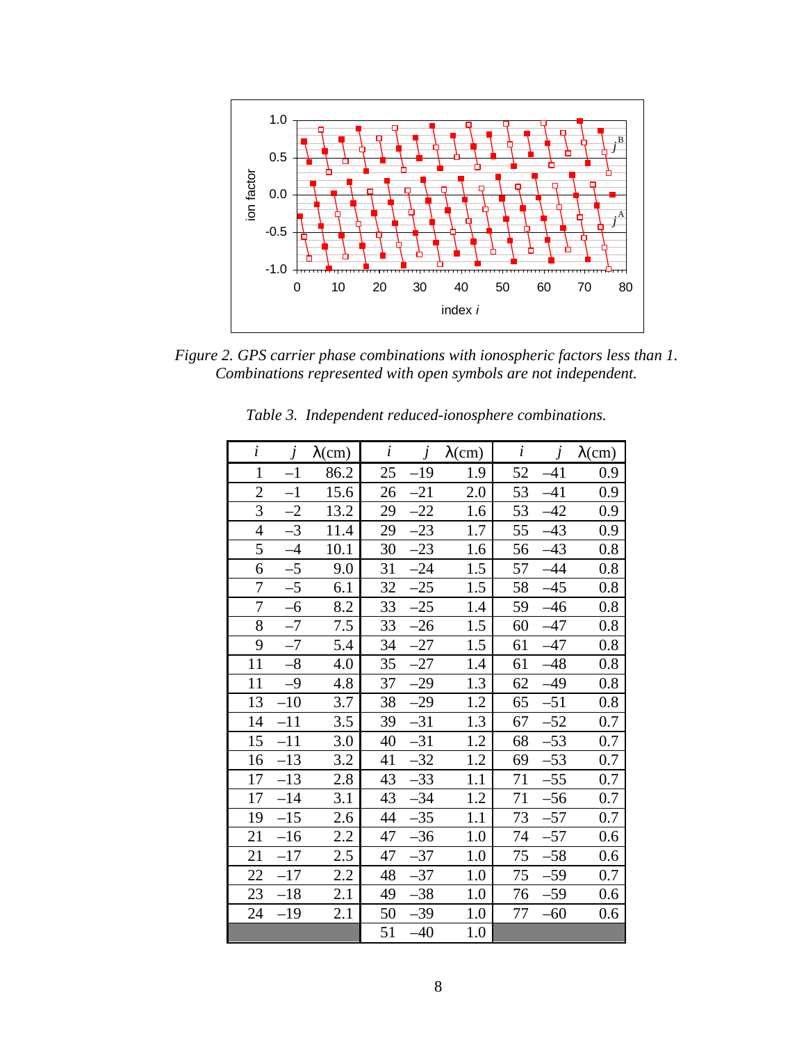*Figure 2. GPS carrier phase combinations with ionospheric factors less than 1. Combinations represented with open symbols are not independent.*

*Table 3. Independent reduced-ionosphere combinations.*

| $i$ | $j$ | $\lambda$(cm) | $i$ | $j$ | $\lambda$(cm) | $i$ | $j$ | $\lambda$(cm) |
|---|---|---|---|---|---|---|---|---|
| 1 | –1 | 86.2 | 25 | –19 | 1.9 | 52 | –41 | 0.9 |
| 2 | –1 | 15.6 | 26 | –21 | 2.0 | 53 | –41 | 0.9 |
| 3 | –2 | 13.2 | 29 | –22 | 1.6 | 53 | –42 | 0.9 |
| 4 | –3 | 11.4 | 29 | –23 | 1.7 | 55 | –43 | 0.9 |
| 5 | –4 | 10.1 | 30 | –23 | 1.6 | 56 | –43 | 0.8 |
| 6 | –5 | 9.0 | 31 | –24 | 1.5 | 57 | –44 | 0.8 |
| 7 | –5 | 6.1 | 32 | –25 | 1.5 | 58 | –45 | 0.8 |
| 7 | –6 | 8.2 | 33 | –25 | 1.4 | 59 | –46 | 0.8 |
| 8 | –7 | 7.5 | 33 | –26 | 1.5 | 60 | –47 | 0.8 |
| 9 | –7 | 5.4 | 34 | –27 | 1.5 | 61 | –47 | 0.8 |
| 11 | –8 | 4.0 | 35 | –27 | 1.4 | 61 | –48 | 0.8 |
| 11 | –9 | 4.8 | 37 | –29 | 1.3 | 62 | –49 | 0.8 |
| 13 | –10 | 3.7 | 38 | –29 | 1.2 | 65 | –51 | 0.8 |
| 14 | –11 | 3.5 | 39 | –31 | 1.3 | 67 | –52 | 0.7 |
| 15 | –11 | 3.0 | 40 | –31 | 1.2 | 68 | –53 | 0.7 |
| 16 | –13 | 3.2 | 41 | –32 | 1.2 | 69 | –53 | 0.7 |
| 17 | –13 | 2.8 | 43 | –33 | 1.1 | 71 | –55 | 0.7 |
| 17 | –14 | 3.1 | 43 | –34 | 1.2 | 71 | –56 | 0.7 |
| 19 | –15 | 2.6 | 44 | –35 | 1.1 | 73 | –57 | 0.7 |
| 21 | –16 | 2.2 | 47 | –36 | 1.0 | 74 | –57 | 0.6 |
| 21 | –17 | 2.5 | 47 | –37 | 1.0 | 75 | –58 | 0.6 |
| 22 | –17 | 2.2 | 48 | –37 | 1.0 | 75 | –59 | 0.7 |
| 23 | –18 | 2.1 | 49 | –38 | 1.0 | 76 | –59 | 0.6 |
| 24 | –19 | 2.1 | 50 | –39 | 1.0 | 77 | –60 | 0.6 |
| | | | 51 | –40 | 1.0 | | | |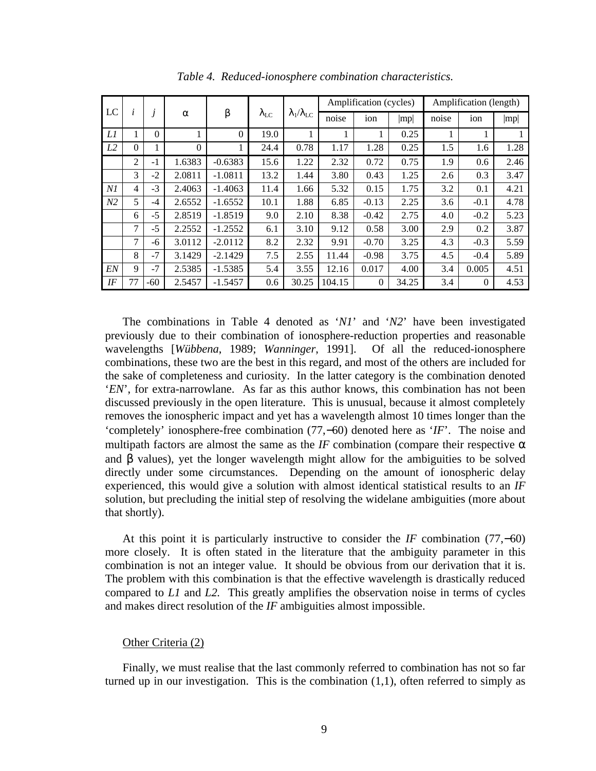*Table 4. Reduced-ionosphere combination characteristics.*

| LC | $i$ | $j$ | $\alpha$ | $\beta$ | $\lambda_{LC}$ | $\lambda_1/\lambda_{LC}$ | Amplification (cycles) | | | Amplification (length) | | |
|---|---|---|---|---|---|---|---|---|---|---|---|---|
| | | | | | | | noise | ion | \|mp\| | noise | ion | \|mp\| |
| *L1* | 1 | 0 | 1 | 0 | 19.0 | 1 | 1 | 1 | 0.25 | 1 | 1 | 1 |
| *L2* | 0 | 1 | 0 | 1 | 24.4 | 0.78 | 1.17 | 1.28 | 0.25 | 1.5 | 1.6 | 1.28 |
| | 2 | -1 | 1.6383 | -0.6383 | 15.6 | 1.22 | 2.32 | 0.72 | 0.75 | 1.9 | 0.6 | 2.46 |
| | 3 | -2 | 2.0811 | -1.0811 | 13.2 | 1.44 | 3.80 | 0.43 | 1.25 | 2.6 | 0.3 | 3.47 |
| *N1* | 4 | -3 | 2.4063 | -1.4063 | 11.4 | 1.66 | 5.32 | 0.15 | 1.75 | 3.2 | 0.1 | 4.21 |
| *N2* | 5 | -4 | 2.6552 | -1.6552 | 10.1 | 1.88 | 6.85 | -0.13 | 2.25 | 3.6 | -0.1 | 4.78 |
| | 6 | -5 | 2.8519 | -1.8519 | 9.0 | 2.10 | 8.38 | -0.42 | 2.75 | 4.0 | -0.2 | 5.23 |
| | 7 | -5 | 2.2552 | -1.2552 | 6.1 | 3.10 | 9.12 | 0.58 | 3.00 | 2.9 | 0.2 | 3.87 |
| | 7 | -6 | 3.0112 | -2.0112 | 8.2 | 2.32 | 9.91 | -0.70 | 3.25 | 4.3 | -0.3 | 5.59 |
| | 8 | -7 | 3.1429 | -2.1429 | 7.5 | 2.55 | 11.44 | -0.98 | 3.75 | 4.5 | -0.4 | 5.89 |
| *EN* | 9 | -7 | 2.5385 | -1.5385 | 5.4 | 3.55 | 12.16 | 0.017 | 4.00 | 3.4 | 0.005 | 4.51 |
| *IF* | 77 | -60 | 2.5457 | -1.5457 | 0.6 | 30.25 | 104.15 | 0 | 34.25 | 3.4 | 0 | 4.53 |

The combinations in Table 4 denoted as '*N1*' and '*N2*' have been investigated previously due to their combination of ionosphere-reduction properties and reasonable wavelengths [*Wübbena*, 1989; *Wanninger*, 1991]. Of all the reduced-ionosphere combinations, these two are the best in this regard, and most of the others are included for the sake of completeness and curiosity. In the latter category is the combination denoted '*EN*', for extra-narrowlane. As far as this author knows, this combination has not been discussed previously in the open literature. This is unusual, because it almost completely removes the ionospheric impact and yet has a wavelength almost 10 times longer than the 'completely' ionosphere-free combination (77,−60) denoted here as '*IF*'. The noise and multipath factors are almost the same as the *IF* combination (compare their respective $\alpha$ and $\beta$ values), yet the longer wavelength might allow for the ambiguities to be solved directly under some circumstances. Depending on the amount of ionospheric delay experienced, this would give a solution with almost identical statistical results to an *IF* solution, but precluding the initial step of resolving the widelane ambiguities (more about that shortly).

At this point it is particularly instructive to consider the *IF* combination (77,−60) more closely. It is often stated in the literature that the ambiguity parameter in this combination is not an integer value. It should be obvious from our derivation that it is. The problem with this combination is that the effective wavelength is drastically reduced compared to *L1* and *L2.* This greatly amplifies the observation noise in terms of cycles and makes direct resolution of the *IF* ambiguities almost impossible.

Other Criteria (2)

Finally, we must realise that the last commonly referred to combination has not so far turned up in our investigation. This is the combination (1,1), often referred to simply as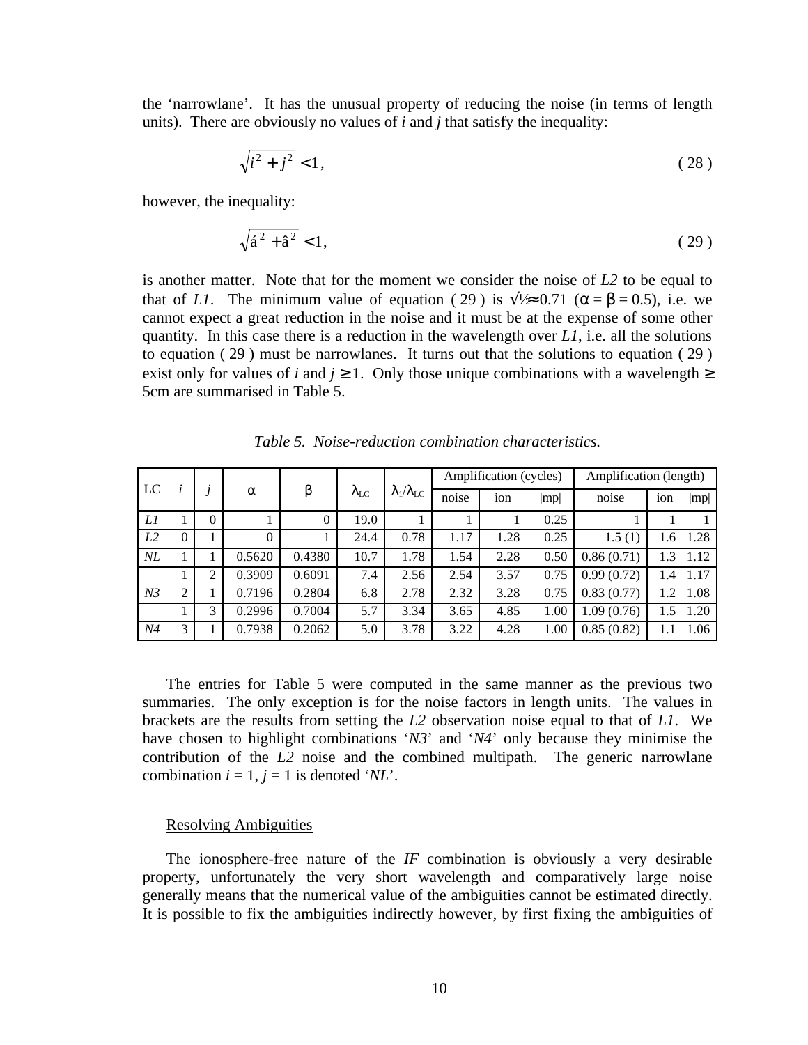the 'narrowlane'. It has the unusual property of reducing the noise (in terms of length units). There are obviously no values of *i* and *j* that satisfy the inequality:

$$\sqrt{i^2 + j^2} < 1, \tag{28}$$

however, the inequality:

$$\sqrt{\alpha^2 + \beta^2} < 1, \tag{29}$$

is another matter. Note that for the moment we consider the noise of *L2* to be equal to that of *L1*. The minimum value of equation ( 29 ) is $\sqrt{½} \approx 0.71$ ($\alpha = \beta = 0.5$), i.e. we cannot expect a great reduction in the noise and it must be at the expense of some other quantity. In this case there is a reduction in the wavelength over *L1*, i.e. all the solutions to equation ( 29 ) must be narrowlanes. It turns out that the solutions to equation ( 29 ) exist only for values of *i* and $j \geq 1$. Only those unique combinations with a wavelength ≥ 5cm are summarised in Table 5.

*Table 5. Noise-reduction combination characteristics.*

| LC | *i* | *j* | $\alpha$ | $\beta$ | $\lambda_{LC}$ | $\lambda_1/\lambda_{LC}$ | Amplification (cycles) | | | Amplification (length) | | |
|---|---|---|---|---|---|---|---|---|---|---|---|---|
| | | | | | | | noise | ion | \|mp\| | noise | ion | \|mp\| |
| *L1* | 1 | 0 | 1 | 0 | 19.0 | 1 | 1 | 1 | 0.25 | 1 | 1 | 1 |
| *L2* | 0 | 1 | 0 | 1 | 24.4 | 0.78 | 1.17 | 1.28 | 0.25 | 1.5 (1) | 1.6 | 1.28 |
| *NL* | 1 | 1 | 0.5620 | 0.4380 | 10.7 | 1.78 | 1.54 | 2.28 | 0.50 | 0.86 (0.71) | 1.3 | 1.12 |
| | 1 | 2 | 0.3909 | 0.6091 | 7.4 | 2.56 | 2.54 | 3.57 | 0.75 | 0.99 (0.72) | 1.4 | 1.17 |
| *N3* | 2 | 1 | 0.7196 | 0.2804 | 6.8 | 2.78 | 2.32 | 3.28 | 0.75 | 0.83 (0.77) | 1.2 | 1.08 |
| | 1 | 3 | 0.2996 | 0.7004 | 5.7 | 3.34 | 3.65 | 4.85 | 1.00 | 1.09 (0.76) | 1.5 | 1.20 |
| *N4* | 3 | 1 | 0.7938 | 0.2062 | 5.0 | 3.78 | 3.22 | 4.28 | 1.00 | 0.85 (0.82) | 1.1 | 1.06 |

The entries for Table 5 were computed in the same manner as the previous two summaries. The only exception is for the noise factors in length units. The values in brackets are the results from setting the *L2* observation noise equal to that of *L1*. We have chosen to highlight combinations '*N3*' and '*N4*' only because they minimise the contribution of the *L2* noise and the combined multipath. The generic narrowlane combination $i = 1$, $j = 1$ is denoted '*NL*'.

## Resolving Ambiguities

The ionosphere-free nature of the *IF* combination is obviously a very desirable property, unfortunately the very short wavelength and comparatively large noise generally means that the numerical value of the ambiguities cannot be estimated directly. It is possible to fix the ambiguities indirectly however, by first fixing the ambiguities of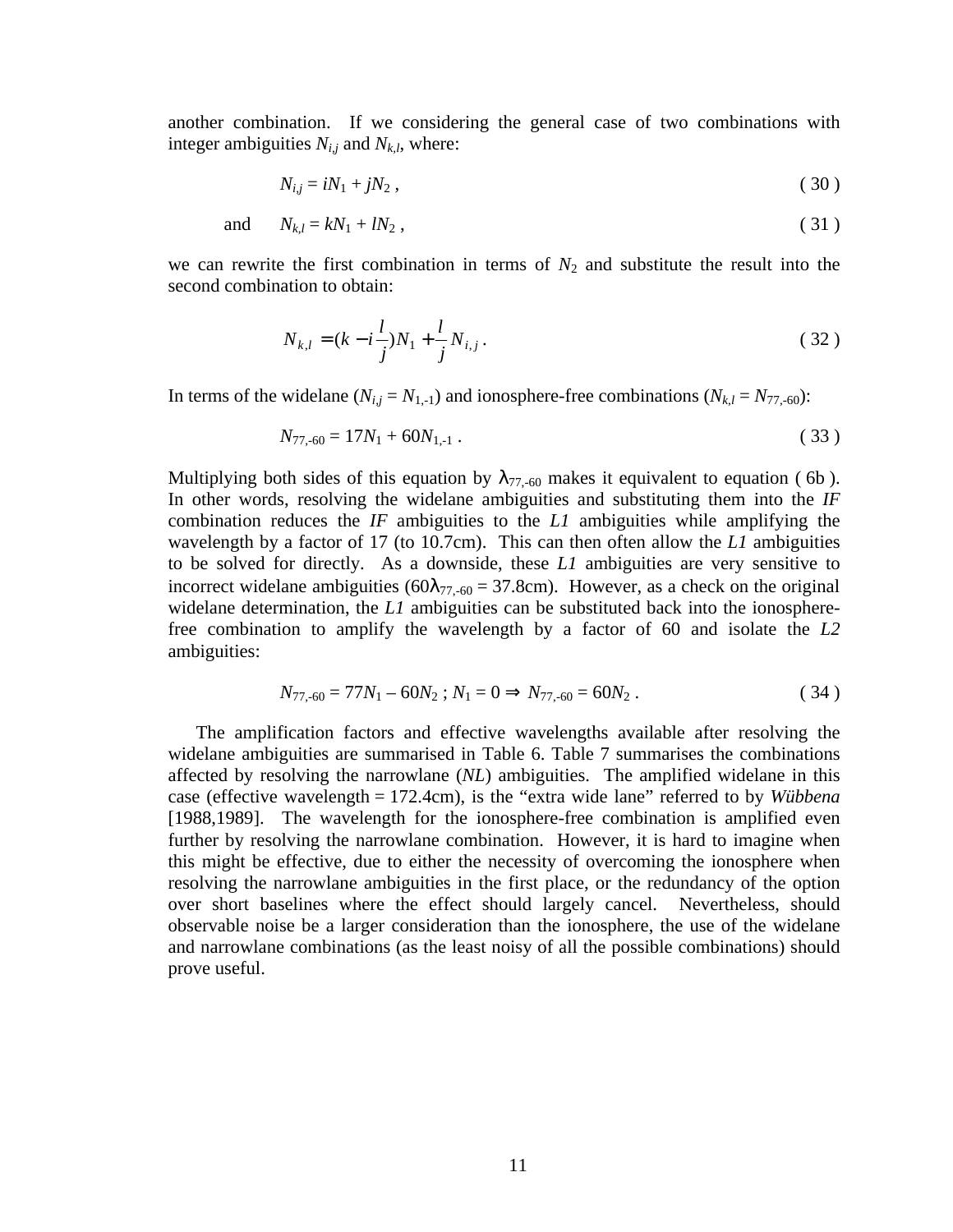another combination. If we considering the general case of two combinations with integer ambiguities $N_{i,j}$ and $N_{k,l}$, where:

$$N_{i,j} = iN_1 + jN_2 \ , \tag{30}$$

and

$$N_{k,l} = kN_1 + lN_2 \ , \tag{31}$$

we can rewrite the first combination in terms of $N_2$ and substitute the result into the second combination to obtain:

$$N_{k,l} = (k - i\frac{l}{j})N_1 + \frac{l}{j}N_{i,j} \ . \tag{32}$$

In terms of the widelane ($N_{i,j} = N_{1,-1}$) and ionosphere-free combinations ($N_{k,l} = N_{77,-60}$):

$$N_{77,-60} = 17N_1 + 60N_{1,-1} \ . \tag{33}$$

Multiplying both sides of this equation by $\lambda_{77,-60}$ makes it equivalent to equation ( 6b ). In other words, resolving the widelane ambiguities and substituting them into the *IF* combination reduces the *IF* ambiguities to the *L1* ambiguities while amplifying the wavelength by a factor of 17 (to 10.7cm). This can then often allow the *L1* ambiguities to be solved for directly. As a downside, these *L1* ambiguities are very sensitive to incorrect widelane ambiguities ($60\lambda_{77,-60}$ = 37.8cm). However, as a check on the original widelane determination, the *L1* ambiguities can be substituted back into the ionosphere-free combination to amplify the wavelength by a factor of 60 and isolate the *L2* ambiguities:

$$N_{77,-60} = 77N_1 - 60N_2 \ ; \ N_1 = 0 \Rightarrow N_{77,-60} = 60N_2 \ . \tag{34}$$

The amplification factors and effective wavelengths available after resolving the widelane ambiguities are summarised in Table 6. Table 7 summarises the combinations affected by resolving the narrowlane (*NL*) ambiguities. The amplified widelane in this case (effective wavelength = 172.4cm), is the "extra wide lane" referred to by *Wübbena* [1988,1989]. The wavelength for the ionosphere-free combination is amplified even further by resolving the narrowlane combination. However, it is hard to imagine when this might be effective, due to either the necessity of overcoming the ionosphere when resolving the narrowlane ambiguities in the first place, or the redundancy of the option over short baselines where the effect should largely cancel. Nevertheless, should observable noise be a larger consideration than the ionosphere, the use of the widelane and narrowlane combinations (as the least noisy of all the possible combinations) should prove useful.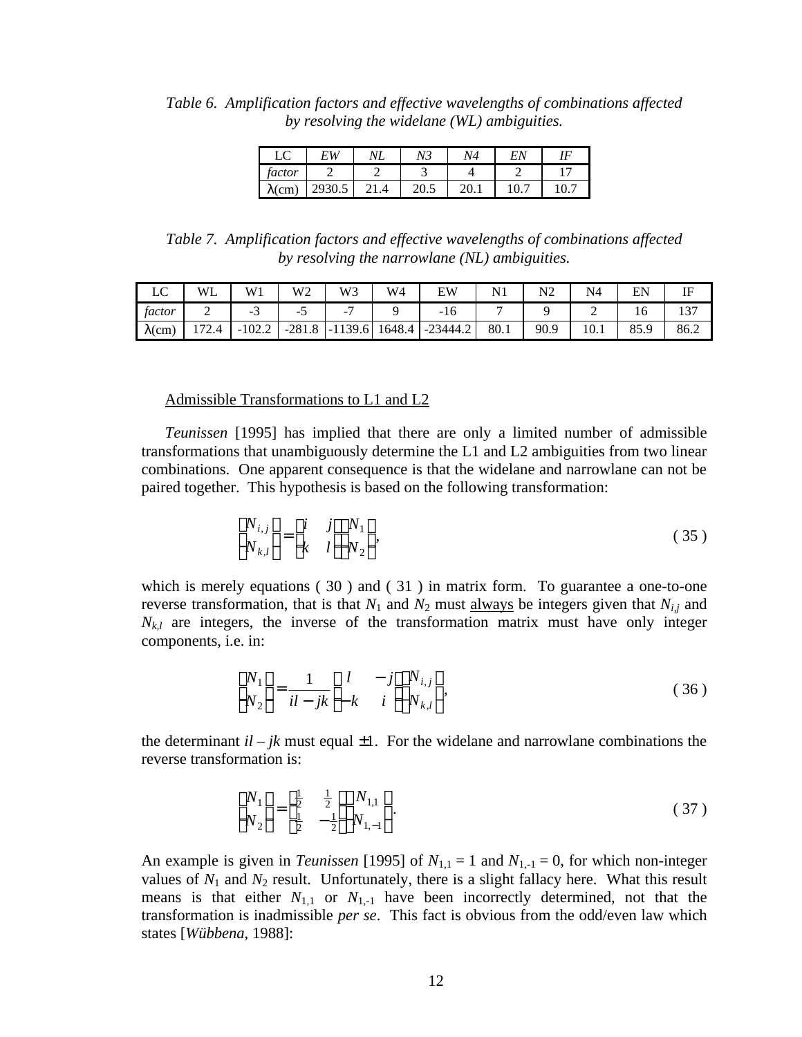*Table 6. Amplification factors and effective wavelengths of combinations affected by resolving the widelane (WL) ambiguities.*

| LC | *EW* | *NL* | *N3* | *N4* | *EN* | *IF* |
|---|---|---|---|---|---|---|
| *factor* | 2 | 2 | 3 | 4 | 2 | 17 |
| λ(cm) | 2930.5 | 21.4 | 20.5 | 20.1 | 10.7 | 10.7 |

*Table 7. Amplification factors and effective wavelengths of combinations affected by resolving the narrowlane (NL) ambiguities.*

| LC | WL | W1 | W2 | W3 | W4 | EW | N1 | N2 | N4 | EN | IF |
|---|---|---|---|---|---|---|---|---|---|---|---|
| *factor* | 2 | -3 | -5 | -7 | 9 | -16 | 7 | 9 | 2 | 16 | 137 |
| λ(cm) | 172.4 | -102.2 | -281.8 | -1139.6 | 1648.4 | -23444.2 | 80.1 | 90.9 | 10.1 | 85.9 | 86.2 |

Admissible Transformations to L1 and L2

*Teunissen* [1995] has implied that there are only a limited number of admissible transformations that unambiguously determine the L1 and L2 ambiguities from two linear combinations. One apparent consequence is that the widelane and narrowlane can not be paired together. This hypothesis is based on the following transformation:

$$\begin{pmatrix} N_{i,j} \\ N_{k,l} \end{pmatrix} = \begin{pmatrix} i & j \\ k & l \end{pmatrix} \begin{pmatrix} N_1 \\ N_2 \end{pmatrix}, \tag{35}$$

which is merely equations ( 30 ) and ( 31 ) in matrix form. To guarantee a one-to-one reverse transformation, that is that $N_1$ and $N_2$ must always be integers given that $N_{i,j}$ and $N_{k,l}$ are integers, the inverse of the transformation matrix must have only integer components, i.e. in:

$$\begin{pmatrix} N_1 \\ N_2 \end{pmatrix} = \frac{1}{il - jk} \begin{pmatrix} l & -j \\ -k & i \end{pmatrix} \begin{pmatrix} N_{i,j} \\ N_{k,l} \end{pmatrix}, \tag{36}$$

the determinant $il - jk$ must equal $\pm 1$. For the widelane and narrowlane combinations the reverse transformation is:

$$\begin{pmatrix} N_1 \\ N_2 \end{pmatrix} = \begin{pmatrix} \frac{1}{2} & \frac{1}{2} \\ \frac{1}{2} & -\frac{1}{2} \end{pmatrix} \begin{pmatrix} N_{1,1} \\ N_{1,-1} \end{pmatrix}. \tag{37}$$

An example is given in *Teunissen* [1995] of $N_{1,1} = 1$ and $N_{1,-1} = 0$, for which non-integer values of $N_1$ and $N_2$ result. Unfortunately, there is a slight fallacy here. What this result means is that either $N_{1,1}$ or $N_{1,-1}$ have been incorrectly determined, not that the transformation is inadmissible *per se*. This fact is obvious from the odd/even law which states [*Wübbena*, 1988]: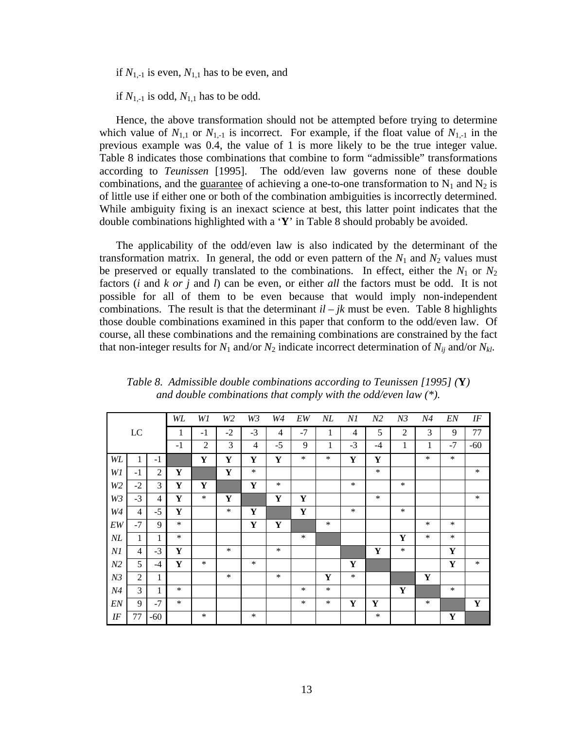if $N_{1,-1}$ is even, $N_{1,1}$ has to be even, and

if $N_{1,-1}$ is odd, $N_{1,1}$ has to be odd.

Hence, the above transformation should not be attempted before trying to determine which value of $N_{1,1}$ or $N_{1,-1}$ is incorrect. For example, if the float value of $N_{1,-1}$ in the previous example was 0.4, the value of 1 is more likely to be the true integer value. Table 8 indicates those combinations that combine to form "admissible" transformations according to *Teunissen* [1995]. The odd/even law governs none of these double combinations, and the guarantee of achieving a one-to-one transformation to $N_1$ and $N_2$ is of little use if either one or both of the combination ambiguities is incorrectly determined. While ambiguity fixing is an inexact science at best, this latter point indicates that the double combinations highlighted with a '**Y**' in Table 8 should probably be avoided.

The applicability of the odd/even law is also indicated by the determinant of the transformation matrix. In general, the odd or even pattern of the $N_1$ and $N_2$ values must be preserved or equally translated to the combinations. In effect, either the $N_1$ or $N_2$ factors ($i$ and $k$ *or* $j$ and $l$) can be even, or either *all* the factors must be odd. It is not possible for all of them to be even because that would imply non-independent combinations. The result is that the determinant $il - jk$ must be even. Table 8 highlights those double combinations examined in this paper that conform to the odd/even law. Of course, all these combinations and the remaining combinations are constrained by the fact that non-integer results for $N_1$ and/or $N_2$ indicate incorrect determination of $N_{ij}$ and/or $N_{kl}$.

*Table 8. Admissible double combinations according to Teunissen [1995] (**Y**) and double combinations that comply with the odd/even law (*).*

| LC | | | *WL* | *W1* | *W2* | *W3* | *W4* | *EW* | *NL* | *N1* | *N2* | *N3* | *N4* | *EN* | *IF* |
|---|---|---|---|---|---|---|---|---|---|---|---|---|---|---|---|
| | | | 1 | -1 | -2 | -3 | 4 | -7 | 1 | 4 | 5 | 2 | 3 | 9 | 77 |
| | | | -1 | 2 | 3 | 4 | -5 | 9 | 1 | -3 | -4 | 1 | 1 | -7 | -60 |
| *WL* | 1 | -1 | | **Y** | **Y** | **Y** | **Y** | * | * | **Y** | **Y** | | * | * | |
| *W1* | -1 | 2 | **Y** | | **Y** | * | | | | | * | | | | * |
| *W2* | -2 | 3 | **Y** | **Y** | | **Y** | * | | | * | | * | | | |
| *W3* | -3 | 4 | **Y** | * | **Y** | | **Y** | **Y** | | | * | | | | * |
| *W4* | 4 | -5 | **Y** | | * | **Y** | | **Y** | | * | | * | | | |
| *EW* | -7 | 9 | * | | | **Y** | **Y** | | * | | | | * | * | |
| *NL* | 1 | 1 | * | | | | | * | | | | **Y** | * | * | |
| *N1* | 4 | -3 | **Y** | | * | | * | | | | **Y** | * | | **Y** | |
| *N2* | 5 | -4 | **Y** | * | | * | | | | **Y** | | | | **Y** | * |
| *N3* | 2 | 1 | | | * | | * | | **Y** | * | | | **Y** | | |
| *N4* | 3 | 1 | * | | | | | * | * | | | **Y** | | * | |
| *EN* | 9 | -7 | * | | | | | * | * | **Y** | **Y** | | * | | **Y** |
| *IF* | 77 | -60 | | * | | * | | | | | * | | | **Y** | |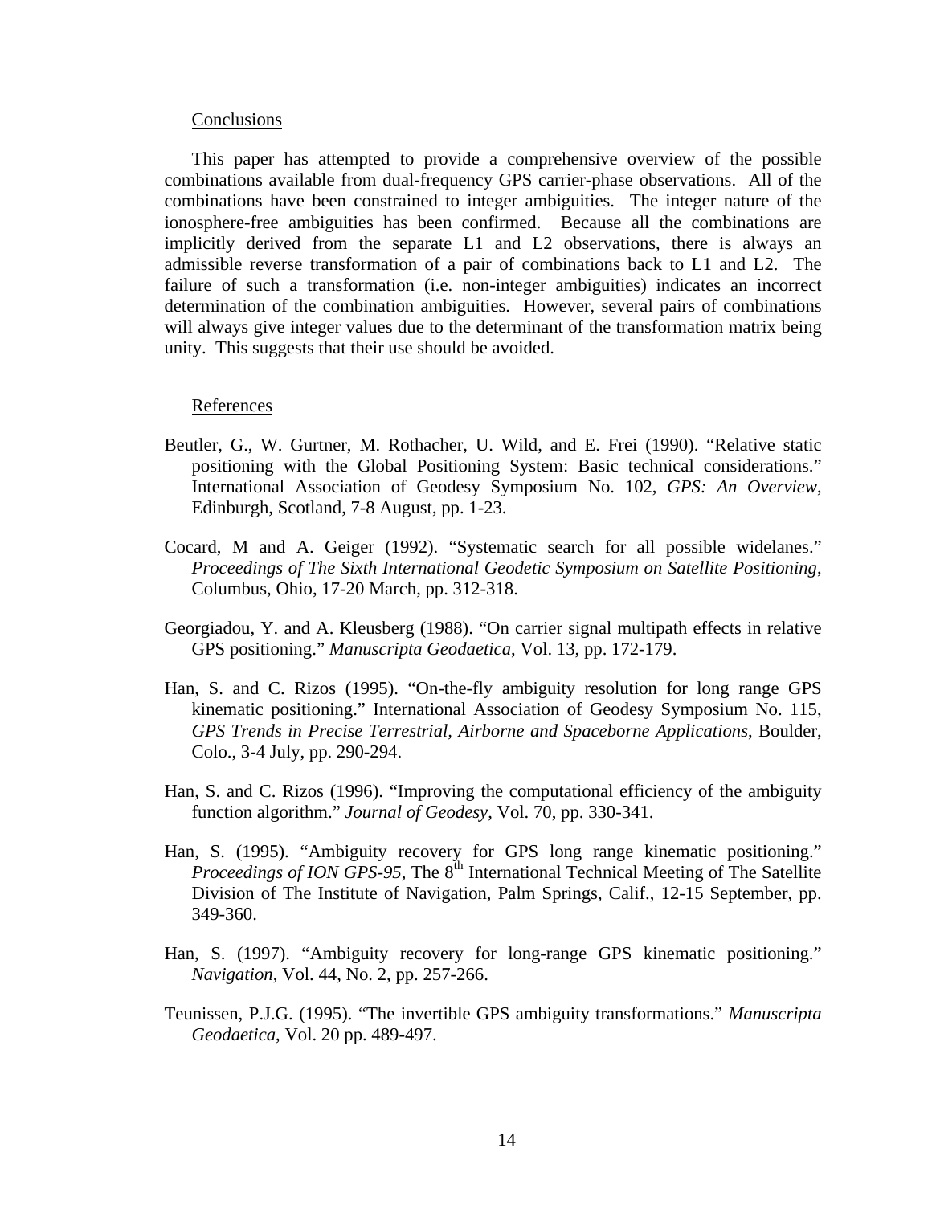## Conclusions

This paper has attempted to provide a comprehensive overview of the possible combinations available from dual-frequency GPS carrier-phase observations. All of the combinations have been constrained to integer ambiguities. The integer nature of the ionosphere-free ambiguities has been confirmed. Because all the combinations are implicitly derived from the separate L1 and L2 observations, there is always an admissible reverse transformation of a pair of combinations back to L1 and L2. The failure of such a transformation (i.e. non-integer ambiguities) indicates an incorrect determination of the combination ambiguities. However, several pairs of combinations will always give integer values due to the determinant of the transformation matrix being unity. This suggests that their use should be avoided.

## References

Beutler, G., W. Gurtner, M. Rothacher, U. Wild, and E. Frei (1990). "Relative static positioning with the Global Positioning System: Basic technical considerations." International Association of Geodesy Symposium No. 102, *GPS: An Overview*, Edinburgh, Scotland, 7-8 August, pp. 1-23.

Cocard, M and A. Geiger (1992). "Systematic search for all possible widelanes." *Proceedings of The Sixth International Geodetic Symposium on Satellite Positioning*, Columbus, Ohio, 17-20 March, pp. 312-318.

Georgiadou, Y. and A. Kleusberg (1988). "On carrier signal multipath effects in relative GPS positioning." *Manuscripta Geodaetica*, Vol. 13, pp. 172-179.

Han, S. and C. Rizos (1995). "On-the-fly ambiguity resolution for long range GPS kinematic positioning." International Association of Geodesy Symposium No. 115, *GPS Trends in Precise Terrestrial, Airborne and Spaceborne Applications*, Boulder, Colo., 3-4 July, pp. 290-294.

Han, S. and C. Rizos (1996). "Improving the computational efficiency of the ambiguity function algorithm." *Journal of Geodesy*, Vol. 70, pp. 330-341.

Han, S. (1995). "Ambiguity recovery for GPS long range kinematic positioning." *Proceedings of ION GPS-95*, The 8th International Technical Meeting of The Satellite Division of The Institute of Navigation, Palm Springs, Calif., 12-15 September, pp. 349-360.

Han, S. (1997). "Ambiguity recovery for long-range GPS kinematic positioning." *Navigation*, Vol. 44, No. 2, pp. 257-266.

Teunissen, P.J.G. (1995). "The invertible GPS ambiguity transformations." *Manuscripta Geodaetica*, Vol. 20 pp. 489-497.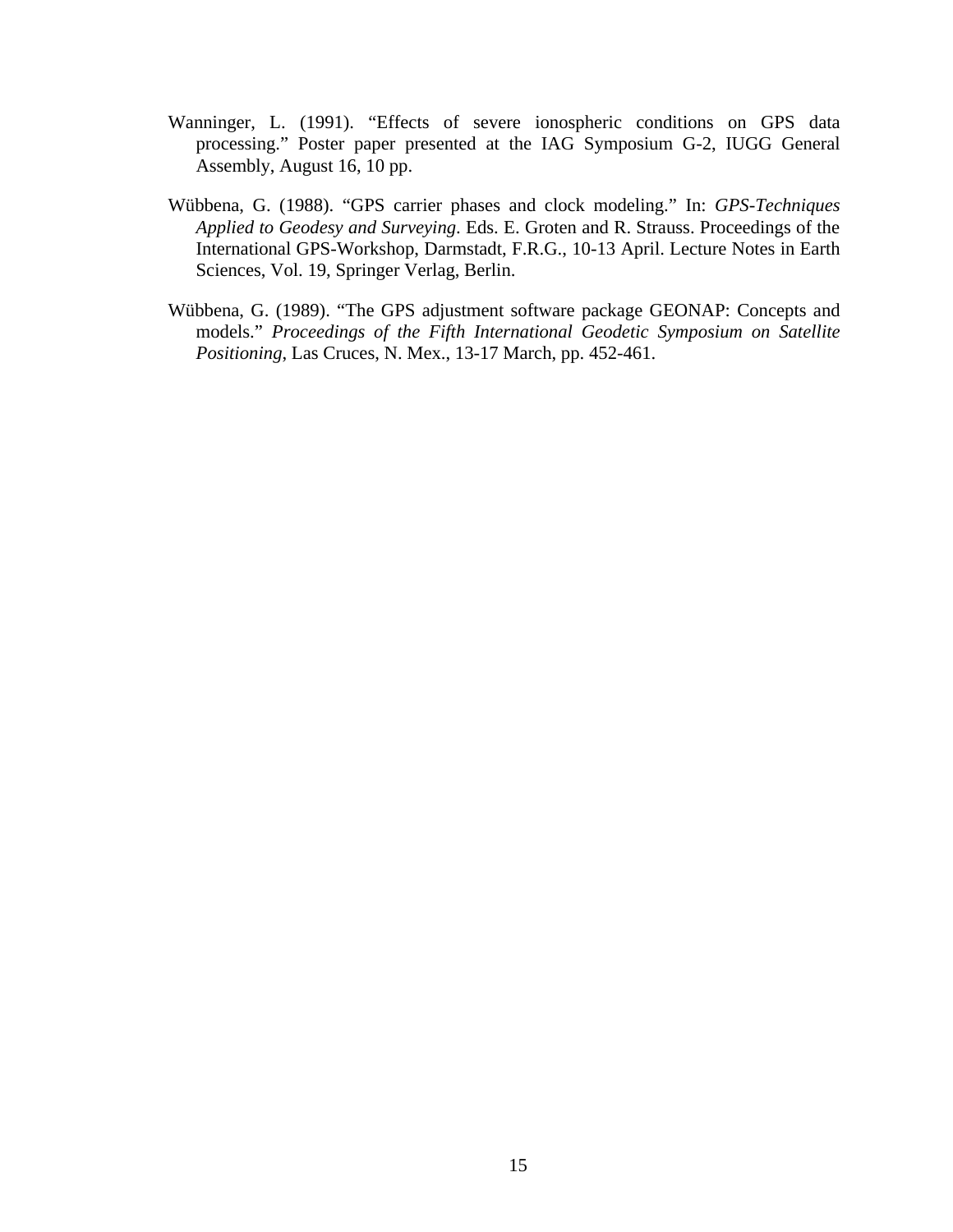Wanninger, L. (1991). "Effects of severe ionospheric conditions on GPS data processing." Poster paper presented at the IAG Symposium G-2, IUGG General Assembly, August 16, 10 pp.

Wübbena, G. (1988). "GPS carrier phases and clock modeling." In: *GPS-Techniques Applied to Geodesy and Surveying*. Eds. E. Groten and R. Strauss. Proceedings of the International GPS-Workshop, Darmstadt, F.R.G., 10-13 April. Lecture Notes in Earth Sciences, Vol. 19, Springer Verlag, Berlin.

Wübbena, G. (1989). "The GPS adjustment software package GEONAP: Concepts and models." *Proceedings of the Fifth International Geodetic Symposium on Satellite Positioning*, Las Cruces, N. Mex., 13-17 March, pp. 452-461.